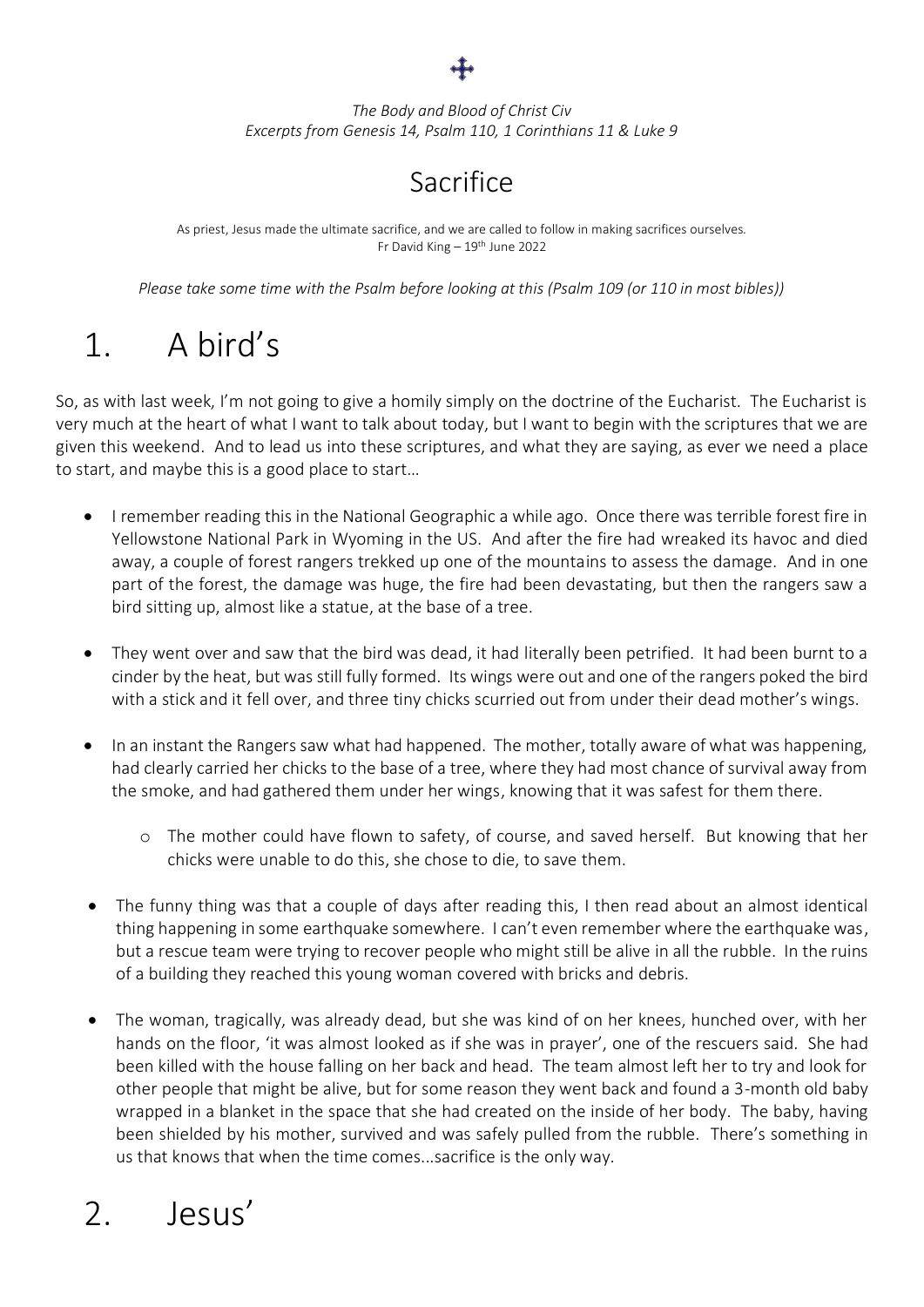*The Body and Blood of Christ Civ*
*Excerpts from Genesis 14, Psalm 110, 1 Corinthians 11 & Luke 9*

# Sacrifice

As priest, Jesus made the ultimate sacrifice, and we are called to follow in making sacrifices ourselves.
Fr David King – 19th June 2022

*Please take some time with the Psalm before looking at this (Psalm 109 (or 110 in most bibles))*

# 1. A bird's

So, as with last week, I'm not going to give a homily simply on the doctrine of the Eucharist. The Eucharist is very much at the heart of what I want to talk about today, but I want to begin with the scriptures that we are given this weekend. And to lead us into these scriptures, and what they are saying, as ever we need a place to start, and maybe this is a good place to start…

- I remember reading this in the National Geographic a while ago. Once there was terrible forest fire in Yellowstone National Park in Wyoming in the US. And after the fire had wreaked its havoc and died away, a couple of forest rangers trekked up one of the mountains to assess the damage. And in one part of the forest, the damage was huge, the fire had been devastating, but then the rangers saw a bird sitting up, almost like a statue, at the base of a tree.

- They went over and saw that the bird was dead, it had literally been petrified. It had been burnt to a cinder by the heat, but was still fully formed. Its wings were out and one of the rangers poked the bird with a stick and it fell over, and three tiny chicks scurried out from under their dead mother's wings.

- In an instant the Rangers saw what had happened. The mother, totally aware of what was happening, had clearly carried her chicks to the base of a tree, where they had most chance of survival away from the smoke, and had gathered them under her wings, knowing that it was safest for them there.

  - The mother could have flown to safety, of course, and saved herself. But knowing that her chicks were unable to do this, she chose to die, to save them.

- The funny thing was that a couple of days after reading this, I then read about an almost identical thing happening in some earthquake somewhere. I can't even remember where the earthquake was, but a rescue team were trying to recover people who might still be alive in all the rubble. In the ruins of a building they reached this young woman covered with bricks and debris.

- The woman, tragically, was already dead, but she was kind of on her knees, hunched over, with her hands on the floor, 'it was almost looked as if she was in prayer', one of the rescuers said. She had been killed with the house falling on her back and head. The team almost left her to try and look for other people that might be alive, but for some reason they went back and found a 3-month old baby wrapped in a blanket in the space that she had created on the inside of her body. The baby, having been shielded by his mother, survived and was safely pulled from the rubble. There's something in us that knows that when the time comes…sacrifice is the only way.

# 2. Jesus'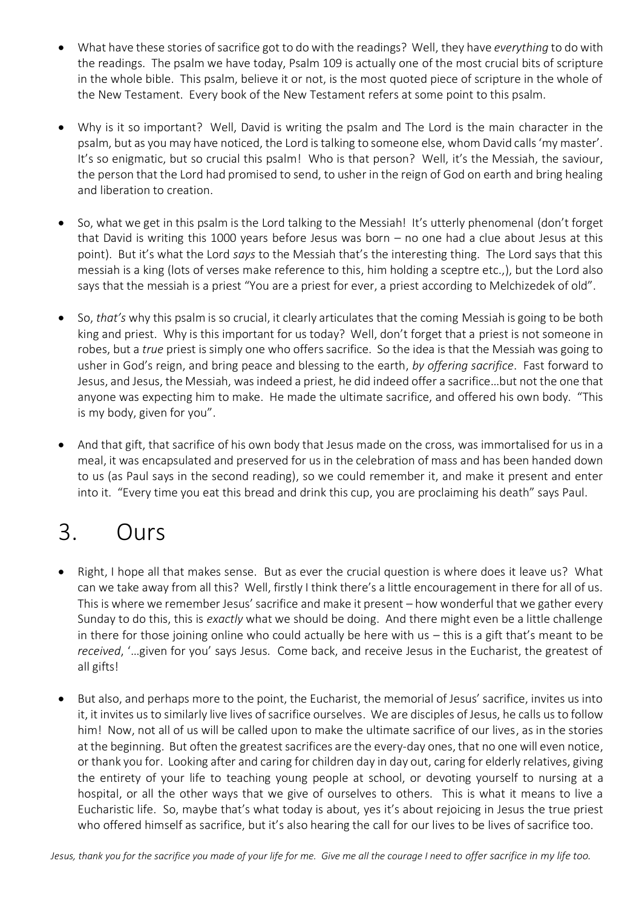- What have these stories of sacrifice got to do with the readings? Well, they have *everything* to do with the readings. The psalm we have today, Psalm 109 is actually one of the most crucial bits of scripture in the whole bible. This psalm, believe it or not, is the most quoted piece of scripture in the whole of the New Testament. Every book of the New Testament refers at some point to this psalm.

- Why is it so important? Well, David is writing the psalm and The Lord is the main character in the psalm, but as you may have noticed, the Lord is talking to someone else, whom David calls 'my master'. It's so enigmatic, but so crucial this psalm! Who is that person? Well, it's the Messiah, the saviour, the person that the Lord had promised to send, to usher in the reign of God on earth and bring healing and liberation to creation.

- So, what we get in this psalm is the Lord talking to the Messiah! It's utterly phenomenal (don't forget that David is writing this 1000 years before Jesus was born – no one had a clue about Jesus at this point). But it's what the Lord *says* to the Messiah that's the interesting thing. The Lord says that this messiah is a king (lots of verses make reference to this, him holding a sceptre etc.,), but the Lord also says that the messiah is a priest "You are a priest for ever, a priest according to Melchizedek of old".

- So, *that's* why this psalm is so crucial, it clearly articulates that the coming Messiah is going to be both king and priest. Why is this important for us today? Well, don't forget that a priest is not someone in robes, but a *true* priest is simply one who offers sacrifice. So the idea is that the Messiah was going to usher in God's reign, and bring peace and blessing to the earth, *by offering sacrifice*. Fast forward to Jesus, and Jesus, the Messiah, was indeed a priest, he did indeed offer a sacrifice…but not the one that anyone was expecting him to make. He made the ultimate sacrifice, and offered his own body. "This is my body, given for you".

- And that gift, that sacrifice of his own body that Jesus made on the cross, was immortalised for us in a meal, it was encapsulated and preserved for us in the celebration of mass and has been handed down to us (as Paul says in the second reading), so we could remember it, and make it present and enter into it. "Every time you eat this bread and drink this cup, you are proclaiming his death" says Paul.

# 3. Ours

- Right, I hope all that makes sense. But as ever the crucial question is where does it leave us? What can we take away from all this? Well, firstly I think there's a little encouragement in there for all of us. This is where we remember Jesus' sacrifice and make it present – how wonderful that we gather every Sunday to do this, this is *exactly* what we should be doing. And there might even be a little challenge in there for those joining online who could actually be here with us – this is a gift that's meant to be *received*, '…given for you' says Jesus. Come back, and receive Jesus in the Eucharist, the greatest of all gifts!

- But also, and perhaps more to the point, the Eucharist, the memorial of Jesus' sacrifice, invites us into it, it invites us to similarly live lives of sacrifice ourselves. We are disciples of Jesus, he calls us to follow him! Now, not all of us will be called upon to make the ultimate sacrifice of our lives, as in the stories at the beginning. But often the greatest sacrifices are the every-day ones, that no one will even notice, or thank you for. Looking after and caring for children day in day out, caring for elderly relatives, giving the entirety of your life to teaching young people at school, or devoting yourself to nursing at a hospital, or all the other ways that we give of ourselves to others. This is what it means to live a Eucharistic life. So, maybe that's what today is about, yes it's about rejoicing in Jesus the true priest who offered himself as sacrifice, but it's also hearing the call for our lives to be lives of sacrifice too.

*Jesus, thank you for the sacrifice you made of your life for me. Give me all the courage I need to offer sacrifice in my life too.*